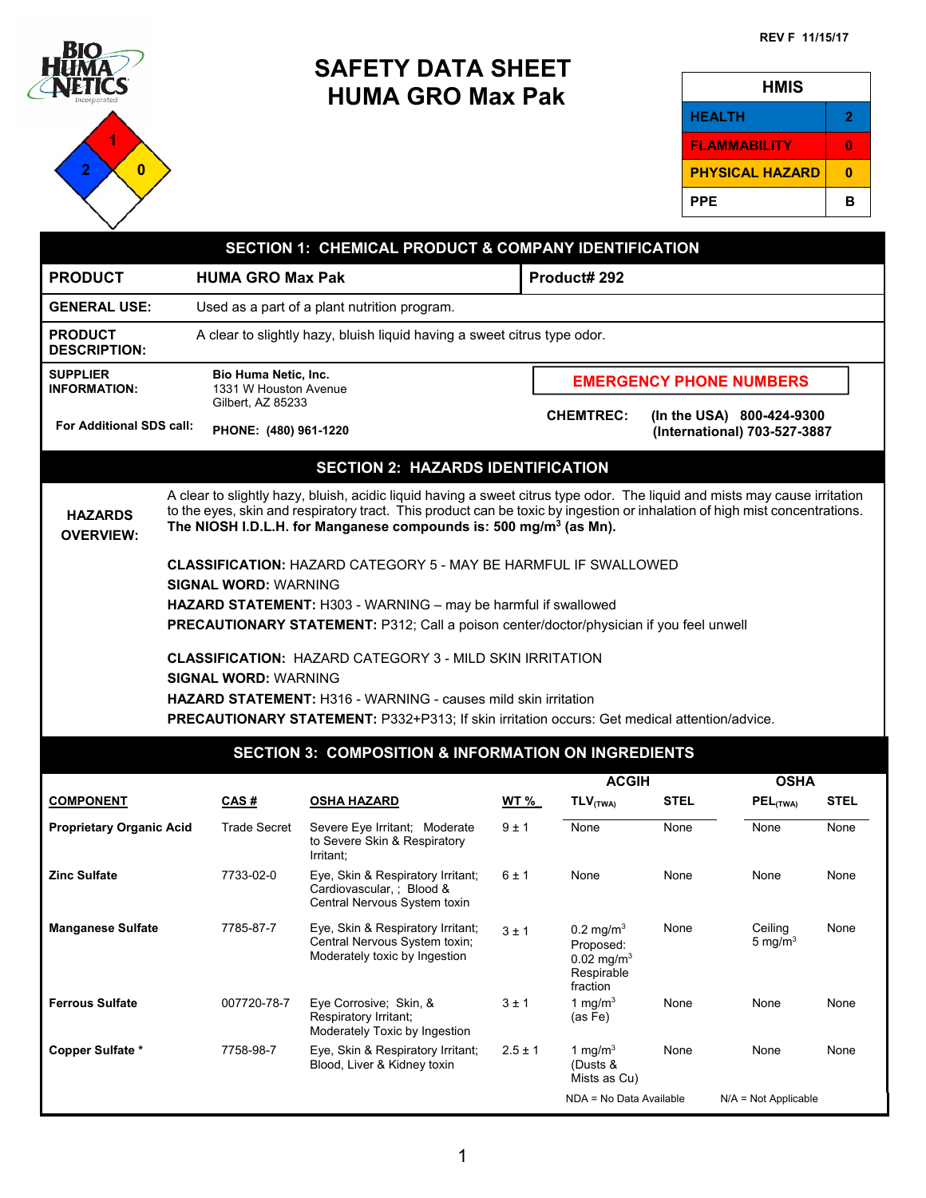REV F 11/15/17

# SAFETY DATA SHEET
# HUMA GRO Max Pak

| HMIS | |
|---|---|
| HEALTH | 2 |
| FLAMMABILITY | 0 |
| PHYSICAL HAZARD | 0 |
| PPE | B |

## SECTION 1: CHEMICAL PRODUCT & COMPANY IDENTIFICATION

| | | |
|---|---|---|
| **PRODUCT** | **HUMA GRO Max Pak** | **Product# 292** |
| **GENERAL USE:** | Used as a part of a plant nutrition program. | |
| **PRODUCT DESCRIPTION:** | A clear to slightly hazy, bluish liquid having a sweet citrus type odor. | |

**SUPPLIER INFORMATION:**
**Bio Huma Netic, Inc.**
1331 W Houston Avenue
Gilbert, AZ 85233

**For Additional SDS call:** **PHONE: (480) 961-1220**

**EMERGENCY PHONE NUMBERS**

**CHEMTREC:** **(In the USA) 800-424-9300**
**(International) 703-527-3887**

## SECTION 2: HAZARDS IDENTIFICATION

**HAZARDS OVERVIEW:**

A clear to slightly hazy, bluish, acidic liquid having a sweet citrus type odor. The liquid and mists may cause irritation to the eyes, skin and respiratory tract. This product can be toxic by ingestion or inhalation of high mist concentrations. **The NIOSH I.D.L.H. for Manganese compounds is: 500 mg/m$^3$ (as Mn).**

**CLASSIFICATION:** HAZARD CATEGORY 5 - MAY BE HARMFUL IF SWALLOWED
**SIGNAL WORD:** WARNING
**HAZARD STATEMENT:** H303 - WARNING – may be harmful if swallowed
**PRECAUTIONARY STATEMENT:** P312; Call a poison center/doctor/physician if you feel unwell

**CLASSIFICATION:** HAZARD CATEGORY 3 - MILD SKIN IRRITATION
**SIGNAL WORD:** WARNING
**HAZARD STATEMENT:** H316 - WARNING - causes mild skin irritation
**PRECAUTIONARY STATEMENT:** P332+P313; If skin irritation occurs: Get medical attention/advice.

## SECTION 3: COMPOSITION & INFORMATION ON INGREDIENTS

| | | | | ACGIH | | OSHA | |
|---|---|---|---|---|---|---|---|
| **COMPONENT** | **CAS #** | **OSHA HAZARD** | **WT %** | **TLV$_{(TWA)}$** | **STEL** | **PEL$_{(TWA)}$** | **STEL** |
| **Proprietary Organic Acid** | Trade Secret | Severe Eye Irritant; Moderate to Severe Skin & Respiratory Irritant; | 9 ± 1 | None | None | None | None |
| **Zinc Sulfate** | 7733-02-0 | Eye, Skin & Respiratory Irritant; Cardiovascular, ; Blood & Central Nervous System toxin | 6 ± 1 | None | None | None | None |
| **Manganese Sulfate** | 7785-87-7 | Eye, Skin & Respiratory Irritant; Central Nervous System toxin; Moderately toxic by Ingestion | 3 ± 1 | 0.2 mg/m$^3$ Proposed: 0.02 mg/m$^3$ Respirable fraction | None | Ceiling 5 mg/m$^3$ | None |
| **Ferrous Sulfate** | 007720-78-7 | Eye Corrosive; Skin, & Respiratory Irritant; Moderately Toxic by Ingestion | 3 ± 1 | 1 mg/m$^3$ (as Fe) | None | None | None |
| **Copper Sulfate *** | 7758-98-7 | Eye, Skin & Respiratory Irritant; Blood, Liver & Kidney toxin | 2.5 ± 1 | 1 mg/m$^3$ (Dusts & Mists as Cu) | None | None | None |

NDA = No Data Available N/A = Not Applicable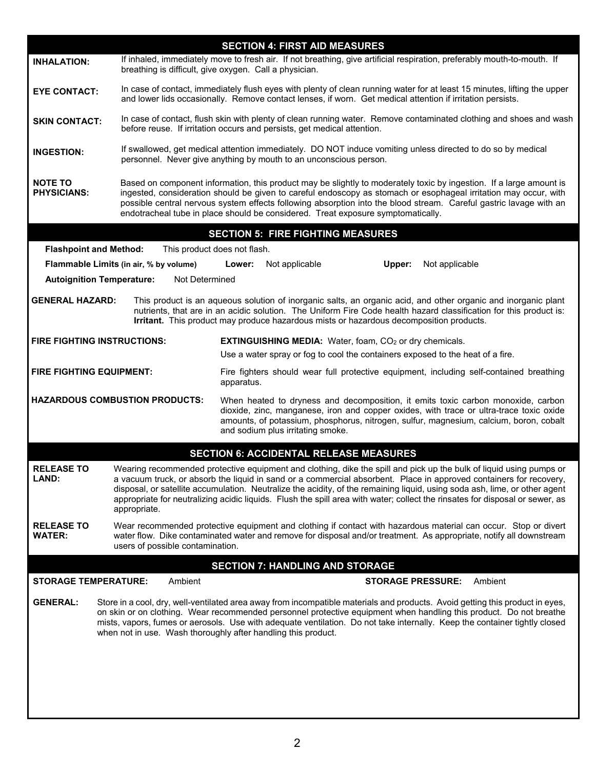## SECTION 4: FIRST AID MEASURES

**INHALATION:** If inhaled, immediately move to fresh air. If not breathing, give artificial respiration, preferably mouth-to-mouth. If breathing is difficult, give oxygen. Call a physician.

**EYE CONTACT:** In case of contact, immediately flush eyes with plenty of clean running water for at least 15 minutes, lifting the upper and lower lids occasionally. Remove contact lenses, if worn. Get medical attention if irritation persists.

**SKIN CONTACT:** In case of contact, flush skin with plenty of clean running water. Remove contaminated clothing and shoes and wash before reuse. If irritation occurs and persists, get medical attention.

**INGESTION:** If swallowed, get medical attention immediately. DO NOT induce vomiting unless directed to do so by medical personnel. Never give anything by mouth to an unconscious person.

**NOTE TO PHYSICIANS:** Based on component information, this product may be slightly to moderately toxic by ingestion. If a large amount is ingested, consideration should be given to careful endoscopy as stomach or esophageal irritation may occur, with possible central nervous system effects following absorption into the blood stream. Careful gastric lavage with an endotracheal tube in place should be considered. Treat exposure symptomatically.

## SECTION 5: FIRE FIGHTING MEASURES

**Flashpoint and Method:** This product does not flash.

**Flammable Limits (in air, % by volume)** **Lower:** Not applicable **Upper:** Not applicable

**Autoignition Temperature:** Not Determined

**GENERAL HAZARD:** This product is an aqueous solution of inorganic salts, an organic acid, and other organic and inorganic plant nutrients, that are in an acidic solution. The Uniform Fire Code health hazard classification for this product is: **Irritant.** This product may produce hazardous mists or hazardous decomposition products.

**FIRE FIGHTING INSTRUCTIONS:** **EXTINGUISHING MEDIA:** Water, foam, $CO_2$ or dry chemicals.
Use a water spray or fog to cool the containers exposed to the heat of a fire.

**FIRE FIGHTING EQUIPMENT:** Fire fighters should wear full protective equipment, including self-contained breathing apparatus.

**HAZARDOUS COMBUSTION PRODUCTS:** When heated to dryness and decomposition, it emits toxic carbon monoxide, carbon dioxide, zinc, manganese, iron and copper oxides, with trace or ultra-trace toxic oxide amounts, of potassium, phosphorus, nitrogen, sulfur, magnesium, calcium, boron, cobalt and sodium plus irritating smoke.

## SECTION 6: ACCIDENTAL RELEASE MEASURES

**RELEASE TO LAND:** Wearing recommended protective equipment and clothing, dike the spill and pick up the bulk of liquid using pumps or a vacuum truck, or absorb the liquid in sand or a commercial absorbent. Place in approved containers for recovery, disposal, or satellite accumulation. Neutralize the acidity, of the remaining liquid, using soda ash, lime, or other agent appropriate for neutralizing acidic liquids. Flush the spill area with water; collect the rinsates for disposal or sewer, as appropriate.

**RELEASE TO WATER:** Wear recommended protective equipment and clothing if contact with hazardous material can occur. Stop or divert water flow. Dike contaminated water and remove for disposal and/or treatment. As appropriate, notify all downstream users of possible contamination.

## SECTION 7: HANDLING AND STORAGE

**STORAGE TEMPERATURE:** Ambient **STORAGE PRESSURE:** Ambient

**GENERAL:** Store in a cool, dry, well-ventilated area away from incompatible materials and products. Avoid getting this product in eyes, on skin or on clothing. Wear recommended personnel protective equipment when handling this product. Do not breathe mists, vapors, fumes or aerosols. Use with adequate ventilation. Do not take internally. Keep the container tightly closed when not in use. Wash thoroughly after handling this product.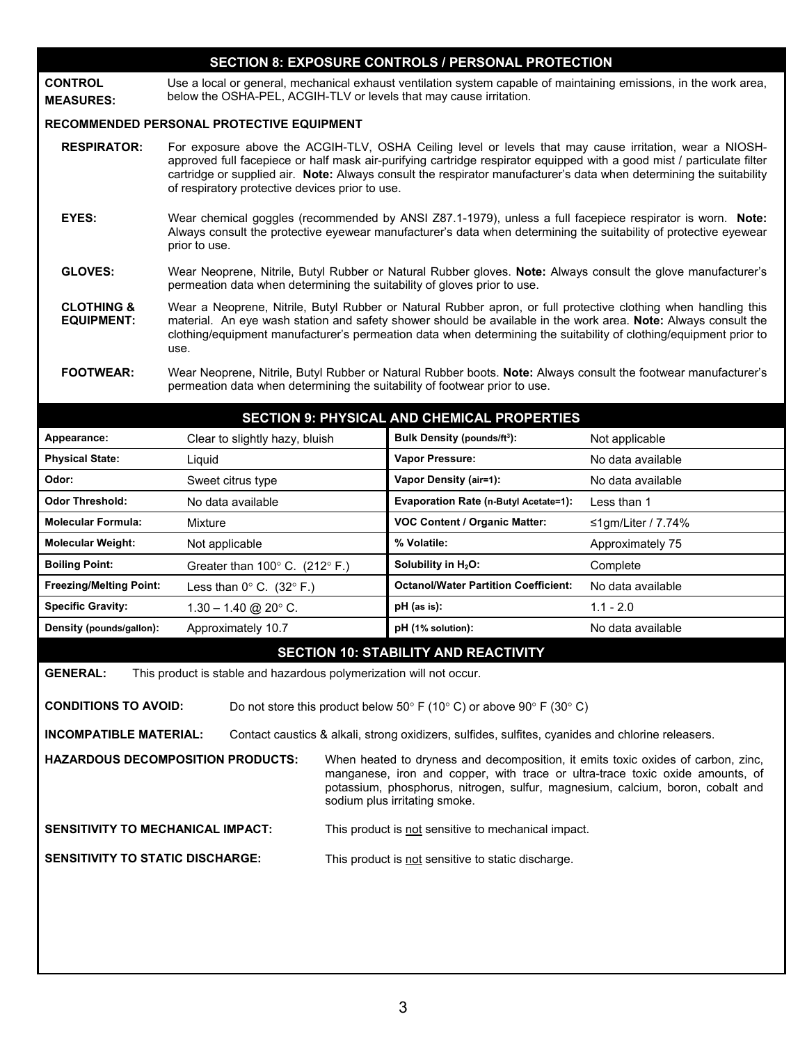## SECTION 8: EXPOSURE CONTROLS / PERSONAL PROTECTION

**CONTROL MEASURES:** Use a local or general, mechanical exhaust ventilation system capable of maintaining emissions, in the work area, below the OSHA-PEL, ACGIH-TLV or levels that may cause irritation.

**RECOMMENDED PERSONAL PROTECTIVE EQUIPMENT**

**RESPIRATOR:** For exposure above the ACGIH-TLV, OSHA Ceiling level or levels that may cause irritation, wear a NIOSH-approved full facepiece or half mask air-purifying cartridge respirator equipped with a good mist / particulate filter cartridge or supplied air. **Note:** Always consult the respirator manufacturer's data when determining the suitability of respiratory protective devices prior to use.

**EYES:** Wear chemical goggles (recommended by ANSI Z87.1-1979), unless a full facepiece respirator is worn. **Note:** Always consult the protective eyewear manufacturer's data when determining the suitability of protective eyewear prior to use.

**GLOVES:** Wear Neoprene, Nitrile, Butyl Rubber or Natural Rubber gloves. **Note:** Always consult the glove manufacturer's permeation data when determining the suitability of gloves prior to use.

**CLOTHING & EQUIPMENT:** Wear a Neoprene, Nitrile, Butyl Rubber or Natural Rubber apron, or full protective clothing when handling this material. An eye wash station and safety shower should be available in the work area. **Note:** Always consult the clothing/equipment manufacturer's permeation data when determining the suitability of clothing/equipment prior to use.

**FOOTWEAR:** Wear Neoprene, Nitrile, Butyl Rubber or Natural Rubber boots. **Note:** Always consult the footwear manufacturer's permeation data when determining the suitability of footwear prior to use.

## SECTION 9: PHYSICAL AND CHEMICAL PROPERTIES

| Property | Value | Property | Value |
|---|---|---|---|
| **Appearance:** | Clear to slightly hazy, bluish | **Bulk Density (pounds/ft$^3$):** | Not applicable |
| **Physical State:** | Liquid | **Vapor Pressure:** | No data available |
| **Odor:** | Sweet citrus type | **Vapor Density (air=1):** | No data available |
| **Odor Threshold:** | No data available | **Evaporation Rate (n-Butyl Acetate=1):** | Less than 1 |
| **Molecular Formula:** | Mixture | **VOC Content / Organic Matter:** | ≤1gm/Liter / 7.74% |
| **Molecular Weight:** | Not applicable | **% Volatile:** | Approximately 75 |
| **Boiling Point:** | Greater than 100° C. (212° F.) | **Solubility in $H_2O$:** | Complete |
| **Freezing/Melting Point:** | Less than 0° C. (32° F.) | **Octanol/Water Partition Coefficient:** | No data available |
| **Specific Gravity:** | 1.30 – 1.40 @ 20° C. | **pH (as is):** | 1.1 - 2.0 |
| **Density (pounds/gallon):** | Approximately 10.7 | **pH (1% solution):** | No data available |

## SECTION 10: STABILITY AND REACTIVITY

**GENERAL:** This product is stable and hazardous polymerization will not occur.

**CONDITIONS TO AVOID:** Do not store this product below 50° F (10° C) or above 90° F (30° C)

**INCOMPATIBLE MATERIAL:** Contact caustics & alkali, strong oxidizers, sulfides, sulfites, cyanides and chlorine releasers.

**HAZARDOUS DECOMPOSITION PRODUCTS:** When heated to dryness and decomposition, it emits toxic oxides of carbon, zinc, manganese, iron and copper, with trace or ultra-trace toxic oxide amounts, of potassium, phosphorus, nitrogen, sulfur, magnesium, calcium, boron, cobalt and sodium plus irritating smoke.

**SENSITIVITY TO MECHANICAL IMPACT:** This product is not sensitive to mechanical impact.

**SENSITIVITY TO STATIC DISCHARGE:** This product is not sensitive to static discharge.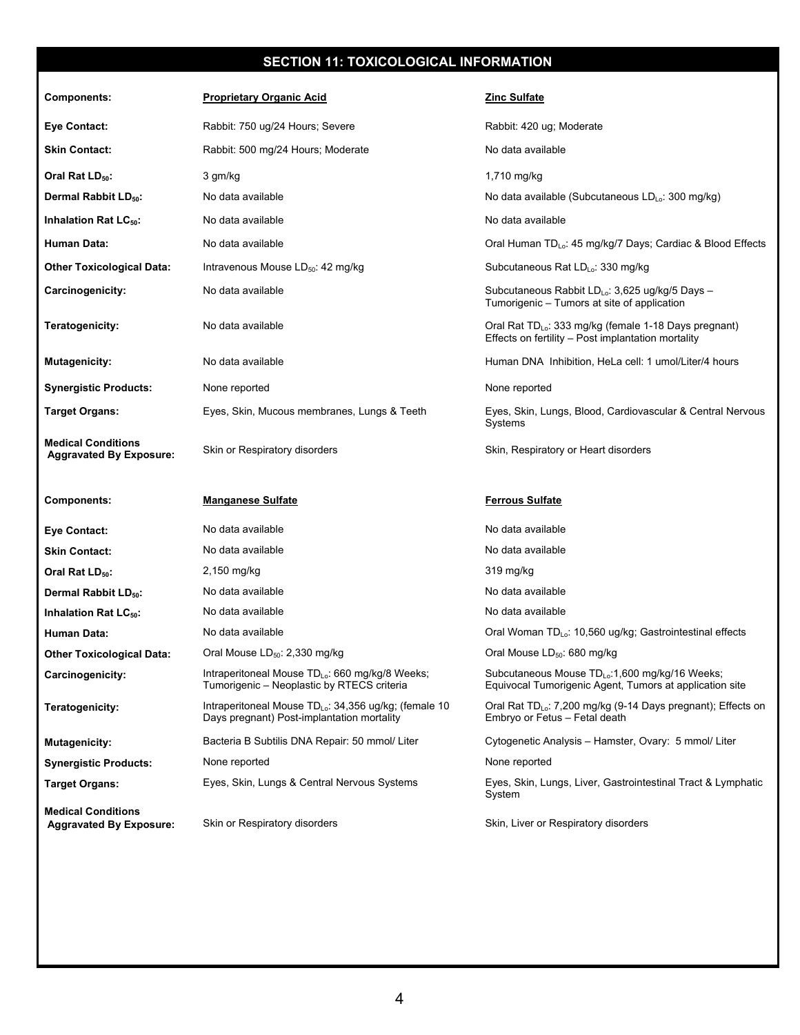## SECTION 11: TOXICOLOGICAL INFORMATION

| Components: | Proprietary Organic Acid | Zinc Sulfate |
|---|---|---|
| Eye Contact: | Rabbit: 750 ug/24 Hours; Severe | Rabbit: 420 ug; Moderate |
| Skin Contact: | Rabbit: 500 mg/24 Hours; Moderate | No data available |
| Oral Rat $LD_{50}$: | 3 gm/kg | 1,710 mg/kg |
| Dermal Rabbit $LD_{50}$: | No data available | No data available (Subcutaneous $LD_{Lo}$: 300 mg/kg) |
| Inhalation Rat $LC_{50}$: | No data available | No data available |
| Human Data: | No data available | Oral Human $TD_{Lo}$: 45 mg/kg/7 Days; Cardiac & Blood Effects |
| Other Toxicological Data: | Intravenous Mouse $LD_{50}$: 42 mg/kg | Subcutaneous Rat $LD_{Lo}$: 330 mg/kg |
| Carcinogenicity: | No data available | Subcutaneous Rabbit $LD_{Lo}$: 3,625 ug/kg/5 Days – Tumorigenic – Tumors at site of application |
| Teratogenicity: | No data available | Oral Rat $TD_{Lo}$: 333 mg/kg (female 1-18 Days pregnant) Effects on fertility – Post implantation mortality |
| Mutagenicity: | No data available | Human DNA Inhibition, HeLa cell: 1 umol/Liter/4 hours |
| Synergistic Products: | None reported | None reported |
| Target Organs: | Eyes, Skin, Mucous membranes, Lungs & Teeth | Eyes, Skin, Lungs, Blood, Cardiovascular & Central Nervous Systems |
| Medical Conditions Aggravated By Exposure: | Skin or Respiratory disorders | Skin, Respiratory or Heart disorders |

| Components: | Manganese Sulfate | Ferrous Sulfate |
|---|---|---|
| Eye Contact: | No data available | No data available |
| Skin Contact: | No data available | No data available |
| Oral Rat $LD_{50}$: | 2,150 mg/kg | 319 mg/kg |
| Dermal Rabbit $LD_{50}$: | No data available | No data available |
| Inhalation Rat $LC_{50}$: | No data available | No data available |
| Human Data: | No data available | Oral Woman $TD_{Lo}$: 10,560 ug/kg; Gastrointestinal effects |
| Other Toxicological Data: | Oral Mouse $LD_{50}$: 2,330 mg/kg | Oral Mouse $LD_{50}$: 680 mg/kg |
| Carcinogenicity: | Intraperitoneal Mouse $TD_{Lo}$: 660 mg/kg/8 Weeks; Tumorigenic – Neoplastic by RTECS criteria | Subcutaneous Mouse $TD_{Lo}$:1,600 mg/kg/16 Weeks; Equivocal Tumorigenic Agent, Tumors at application site |
| Teratogenicity: | Intraperitoneal Mouse $TD_{Lo}$: 34,356 ug/kg; (female 10 Days pregnant) Post-implantation mortality | Oral Rat $TD_{Lo}$: 7,200 mg/kg (9-14 Days pregnant); Effects on Embryo or Fetus – Fetal death |
| Mutagenicity: | Bacteria B Subtilis DNA Repair: 50 mmol/ Liter | Cytogenetic Analysis – Hamster, Ovary: 5 mmol/ Liter |
| Synergistic Products: | None reported | None reported |
| Target Organs: | Eyes, Skin, Lungs & Central Nervous Systems | Eyes, Skin, Lungs, Liver, Gastrointestinal Tract & Lymphatic System |
| Medical Conditions Aggravated By Exposure: | Skin or Respiratory disorders | Skin, Liver or Respiratory disorders |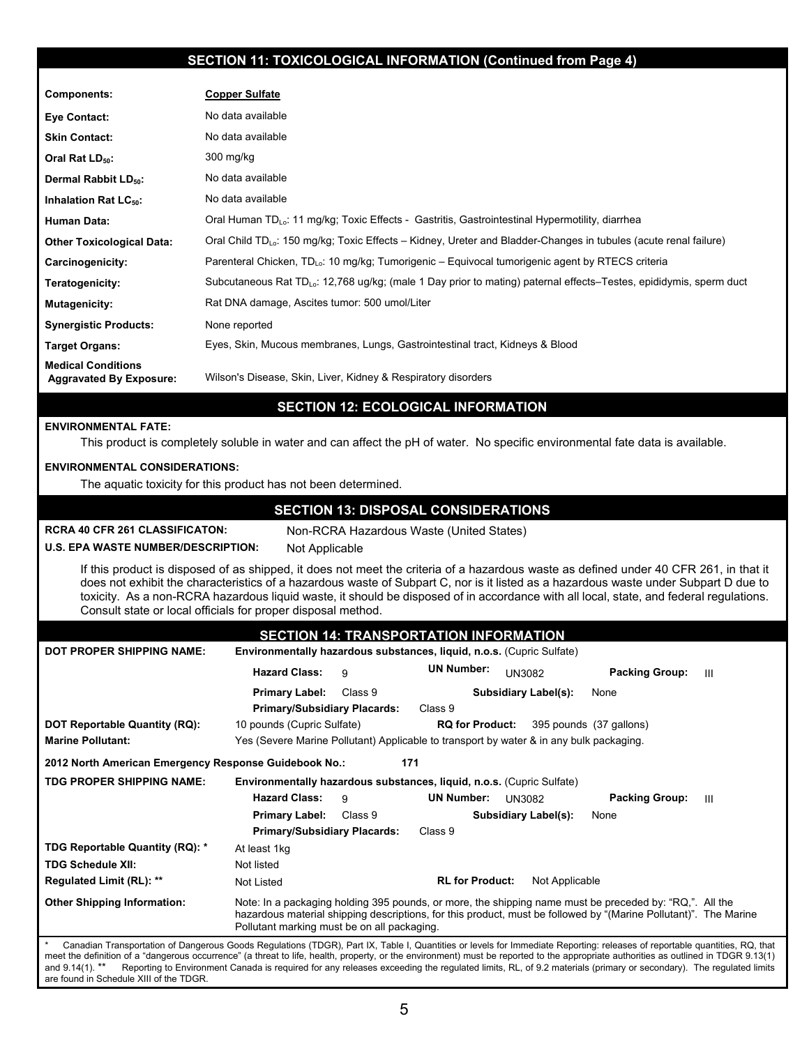## SECTION 11: TOXICOLOGICAL INFORMATION (Continued from Page 4)

| **Components:** | **Copper Sulfate** |
|---|---|
| **Eye Contact:** | No data available |
| **Skin Contact:** | No data available |
| **Oral Rat $LD_{50}$:** | 300 mg/kg |
| **Dermal Rabbit $LD_{50}$:** | No data available |
| **Inhalation Rat $LC_{50}$:** | No data available |
| **Human Data:** | Oral Human $TD_{Lo}$: 11 mg/kg; Toxic Effects - Gastritis, Gastrointestinal Hypermotility, diarrhea |
| **Other Toxicological Data:** | Oral Child $TD_{Lo}$: 150 mg/kg; Toxic Effects – Kidney, Ureter and Bladder-Changes in tubules (acute renal failure) |
| **Carcinogenicity:** | Parenteral Chicken, $TD_{Lo}$: 10 mg/kg; Tumorigenic – Equivocal tumorigenic agent by RTECS criteria |
| **Teratogenicity:** | Subcutaneous Rat $TD_{Lo}$: 12,768 ug/kg; (male 1 Day prior to mating) paternal effects–Testes, epididymis, sperm duct |
| **Mutagenicity:** | Rat DNA damage, Ascites tumor: 500 umol/Liter |
| **Synergistic Products:** | None reported |
| **Target Organs:** | Eyes, Skin, Mucous membranes, Lungs, Gastrointestinal tract, Kidneys & Blood |
| **Medical Conditions Aggravated By Exposure:** | Wilson's Disease, Skin, Liver, Kidney & Respiratory disorders |

## SECTION 12: ECOLOGICAL INFORMATION

**ENVIRONMENTAL FATE:**

This product is completely soluble in water and can affect the pH of water. No specific environmental fate data is available.

**ENVIRONMENTAL CONSIDERATIONS:**

The aquatic toxicity for this product has not been determined.

## SECTION 13: DISPOSAL CONSIDERATIONS

**RCRA 40 CFR 261 CLASSIFICATON:** Non-RCRA Hazardous Waste (United States)

**U.S. EPA WASTE NUMBER/DESCRIPTION:** Not Applicable

If this product is disposed of as shipped, it does not meet the criteria of a hazardous waste as defined under 40 CFR 261, in that it does not exhibit the characteristics of a hazardous waste of Subpart C, nor is it listed as a hazardous waste under Subpart D due to toxicity. As a non-RCRA hazardous liquid waste, it should be disposed of in accordance with all local, state, and federal regulations. Consult state or local officials for proper disposal method.

## SECTION 14: TRANSPORTATION INFORMATION

**DOT PROPER SHIPPING NAME:** **Environmentally hazardous substances, liquid, n.o.s.** (Cupric Sulfate)

**Hazard Class:** 9 **UN Number:** UN3082 **Packing Group:** III

**Primary Label:** Class 9 **Subsidiary Label(s):** None

**Primary/Subsidiary Placards:** Class 9

**DOT Reportable Quantity (RQ):** 10 pounds (Cupric Sulfate) **RQ for Product:** 395 pounds (37 gallons)

**Marine Pollutant:** Yes (Severe Marine Pollutant) Applicable to transport by water & in any bulk packaging.

**2012 North American Emergency Response Guidebook No.:** 171

**TDG PROPER SHIPPING NAME:** **Environmentally hazardous substances, liquid, n.o.s.** (Cupric Sulfate)

**Hazard Class:** 9 **UN Number:** UN3082 **Packing Group:** III

**Primary Label:** Class 9 **Subsidiary Label(s):** None

**Primary/Subsidiary Placards:** Class 9

**TDG Reportable Quantity (RQ): *** At least 1kg

**TDG Schedule XII:** Not listed

**Regulated Limit (RL): **** Not Listed **RL for Product:** Not Applicable

**Other Shipping Information:** Note: In a packaging holding 395 pounds, or more, the shipping name must be preceded by: "RQ,". All the hazardous material shipping descriptions, for this product, must be followed by "(Marine Pollutant)". The Marine Pollutant marking must be on all packaging.

* Canadian Transportation of Dangerous Goods Regulations (TDGR), Part IX, Table I, Quantities or levels for Immediate Reporting: releases of reportable quantities, RQ, that meet the definition of a "dangerous occurrence" (a threat to life, health, property, or the environment) must be reported to the appropriate authorities as outlined in TDGR 9.13(1) and 9.14(1). ** Reporting to Environment Canada is required for any releases exceeding the regulated limits, RL, of 9.2 materials (primary or secondary). The regulated limits are found in Schedule XIII of the TDGR.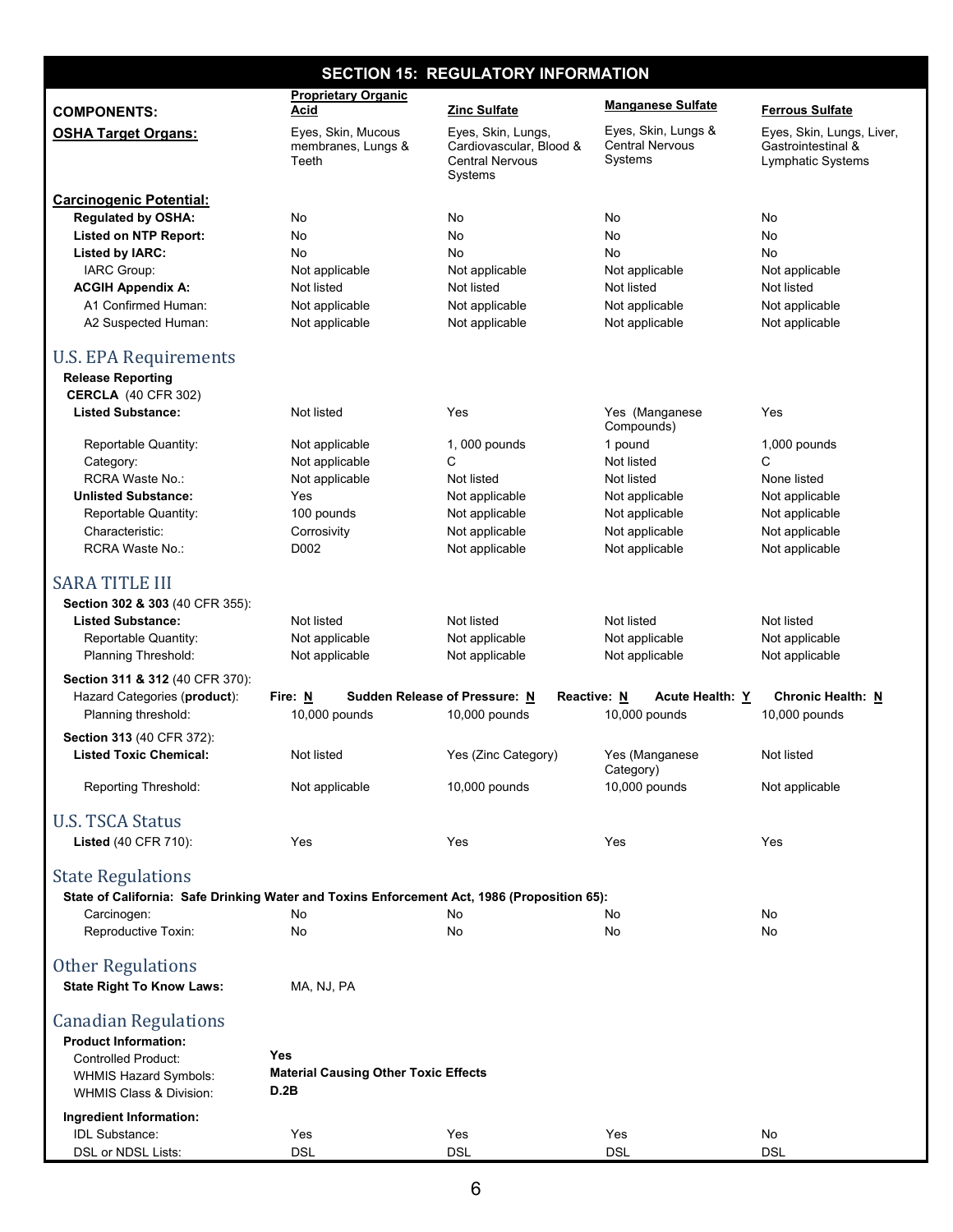## SECTION 15: REGULATORY INFORMATION

| COMPONENTS: | Proprietary Organic Acid | Zinc Sulfate | Manganese Sulfate | Ferrous Sulfate |
|---|---|---|---|---|
| **OSHA Target Organs:** | Eyes, Skin, Mucous membranes, Lungs & Teeth | Eyes, Skin, Lungs, Cardiovascular, Blood & Central Nervous Systems | Eyes, Skin, Lungs & Central Nervous Systems | Eyes, Skin, Lungs, Liver, Gastrointestinal & Lymphatic Systems |
| **Carcinogenic Potential:** | | | | |
| **Regulated by OSHA:** | No | No | No | No |
| **Listed on NTP Report:** | No | No | No | No |
| **Listed by IARC:** | No | No | No | No |
| IARC Group: | Not applicable | Not applicable | Not applicable | Not applicable |
| **ACGIH Appendix A:** | Not listed | Not listed | Not listed | Not listed |
| A1 Confirmed Human: | Not applicable | Not applicable | Not applicable | Not applicable |
| A2 Suspected Human: | Not applicable | Not applicable | Not applicable | Not applicable |

### U.S. EPA Requirements

**Release Reporting**
**CERCLA** (40 CFR 302)

| | Proprietary Organic Acid | Zinc Sulfate | Manganese Sulfate | Ferrous Sulfate |
|---|---|---|---|---|
| **Listed Substance:** | Not listed | Yes | Yes (Manganese Compounds) | Yes |
| Reportable Quantity: | Not applicable | 1, 000 pounds | 1 pound | 1,000 pounds |
| Category: | Not applicable | C | Not listed | C |
| RCRA Waste No.: | Not applicable | Not listed | Not listed | None listed |
| **Unlisted Substance:** | Yes | Not applicable | Not applicable | Not applicable |
| Reportable Quantity: | 100 pounds | Not applicable | Not applicable | Not applicable |
| Characteristic: | Corrosivity | Not applicable | Not applicable | Not applicable |
| RCRA Waste No.: | D002 | Not applicable | Not applicable | Not applicable |

### SARA TITLE III

**Section 302 & 303** (40 CFR 355):

| | Proprietary Organic Acid | Zinc Sulfate | Manganese Sulfate | Ferrous Sulfate |
|---|---|---|---|---|
| **Listed Substance:** | Not listed | Not listed | Not listed | Not listed |
| Reportable Quantity: | Not applicable | Not applicable | Not applicable | Not applicable |
| Planning Threshold: | Not applicable | Not applicable | Not applicable | Not applicable |

**Section 311 & 312** (40 CFR 370):

Hazard Categories (**product**): **Fire: N** **Sudden Release of Pressure: N** **Reactive: N** **Acute Health: Y** **Chronic Health: N**

| | Proprietary Organic Acid | Zinc Sulfate | Manganese Sulfate | Ferrous Sulfate |
|---|---|---|---|---|
| Planning threshold: | 10,000 pounds | 10,000 pounds | 10,000 pounds | 10,000 pounds |

**Section 313** (40 CFR 372):

| | Proprietary Organic Acid | Zinc Sulfate | Manganese Sulfate | Ferrous Sulfate |
|---|---|---|---|---|
| **Listed Toxic Chemical:** | Not listed | Yes (Zinc Category) | Yes (Manganese Category) | Not listed |
| Reporting Threshold: | Not applicable | 10,000 pounds | 10,000 pounds | Not applicable |

### U.S. TSCA Status

| | Proprietary Organic Acid | Zinc Sulfate | Manganese Sulfate | Ferrous Sulfate |
|---|---|---|---|---|
| **Listed** (40 CFR 710): | Yes | Yes | Yes | Yes |

### State Regulations

**State of California: Safe Drinking Water and Toxins Enforcement Act, 1986 (Proposition 65):**

| | Proprietary Organic Acid | Zinc Sulfate | Manganese Sulfate | Ferrous Sulfate |
|---|---|---|---|---|
| Carcinogen: | No | No | No | No |
| Reproductive Toxin: | No | No | No | No |

### Other Regulations

**State Right To Know Laws:** MA, NJ, PA

### Canadian Regulations

**Product Information:**

Controlled Product: **Yes**
WHMIS Hazard Symbols: **Material Causing Other Toxic Effects**
WHMIS Class & Division: **D.2B**

**Ingredient Information:**

| | Proprietary Organic Acid | Zinc Sulfate | Manganese Sulfate | Ferrous Sulfate |
|---|---|---|---|---|
| IDL Substance: | Yes | Yes | Yes | No |
| DSL or NDSL Lists: | DSL | DSL | DSL | DSL |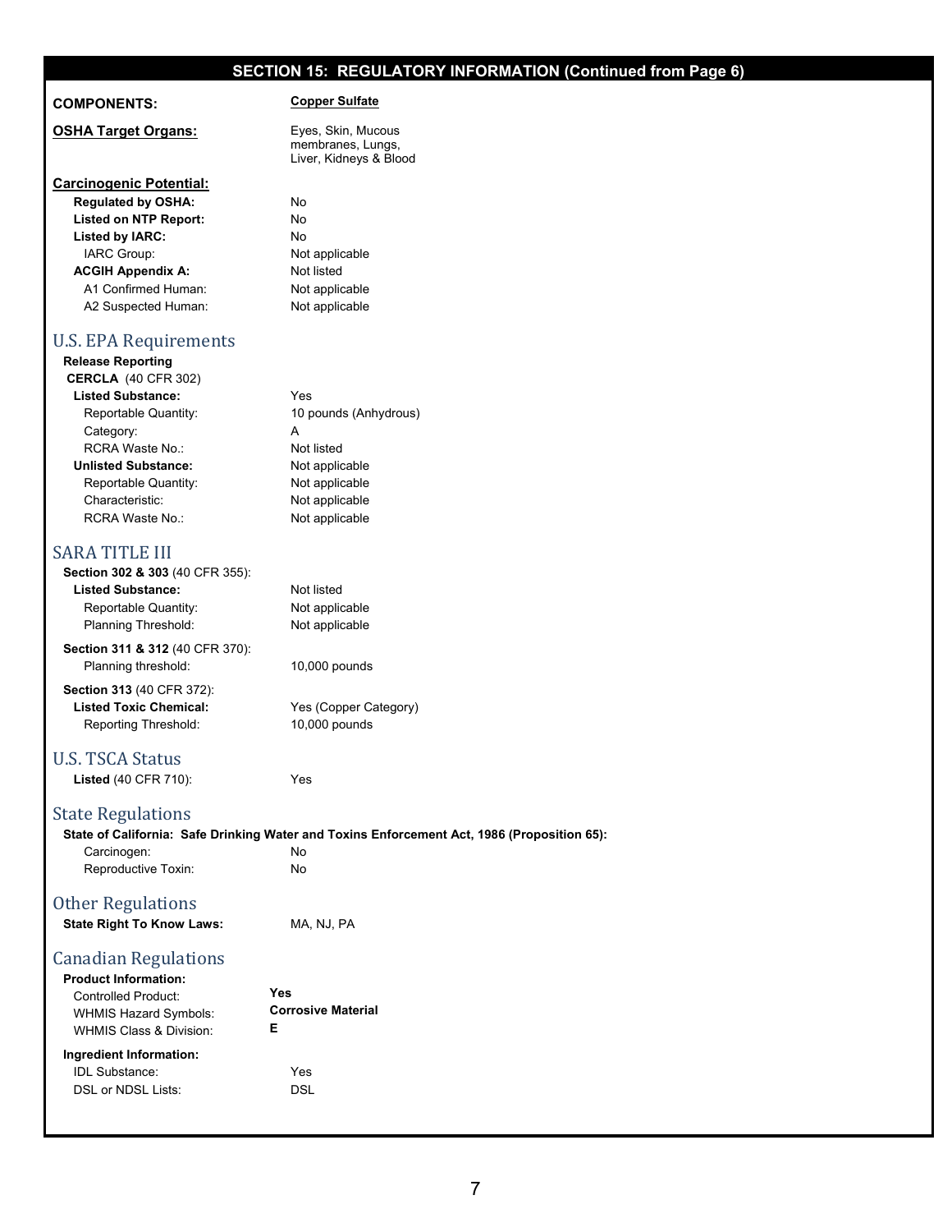## SECTION 15: REGULATORY INFORMATION (Continued from Page 6)

**COMPONENTS:** **Copper Sulfate**

**OSHA Target Organs:** Eyes, Skin, Mucous membranes, Lungs, Liver, Kidneys & Blood

**Carcinogenic Potential:**

| | |
|---|---|
| **Regulated by OSHA:** | No |
| **Listed on NTP Report:** | No |
| **Listed by IARC:** | No |
| IARC Group: | Not applicable |
| **ACGIH Appendix A:** | Not listed |
| A1 Confirmed Human: | Not applicable |
| A2 Suspected Human: | Not applicable |

### U.S. EPA Requirements

**Release Reporting**

**CERCLA** (40 CFR 302)

| | |
|---|---|
| **Listed Substance:** | Yes |
| Reportable Quantity: | 10 pounds (Anhydrous) |
| Category: | A |
| RCRA Waste No.: | Not listed |
| **Unlisted Substance:** | Not applicable |
| Reportable Quantity: | Not applicable |
| Characteristic: | Not applicable |
| RCRA Waste No.: | Not applicable |

### SARA TITLE III

**Section 302 & 303** (40 CFR 355):

| | |
|---|---|
| **Listed Substance:** | Not listed |
| Reportable Quantity: | Not applicable |
| Planning Threshold: | Not applicable |

**Section 311 & 312** (40 CFR 370):

| | |
|---|---|
| Planning threshold: | 10,000 pounds |

**Section 313** (40 CFR 372):

| | |
|---|---|
| **Listed Toxic Chemical:** | Yes (Copper Category) |
| Reporting Threshold: | 10,000 pounds |

### U.S. TSCA Status

**Listed** (40 CFR 710): Yes

### State Regulations

**State of California: Safe Drinking Water and Toxins Enforcement Act, 1986 (Proposition 65):**

| | |
|---|---|
| Carcinogen: | No |
| Reproductive Toxin: | No |

### Other Regulations

**State Right To Know Laws:** MA, NJ, PA

### Canadian Regulations

**Product Information:**

| | |
|---|---|
| Controlled Product: | **Yes** |
| WHMIS Hazard Symbols: | **Corrosive Material** |
| WHMIS Class & Division: | **E** |

**Ingredient Information:**

| | |
|---|---|
| IDL Substance: | Yes |
| DSL or NDSL Lists: | DSL |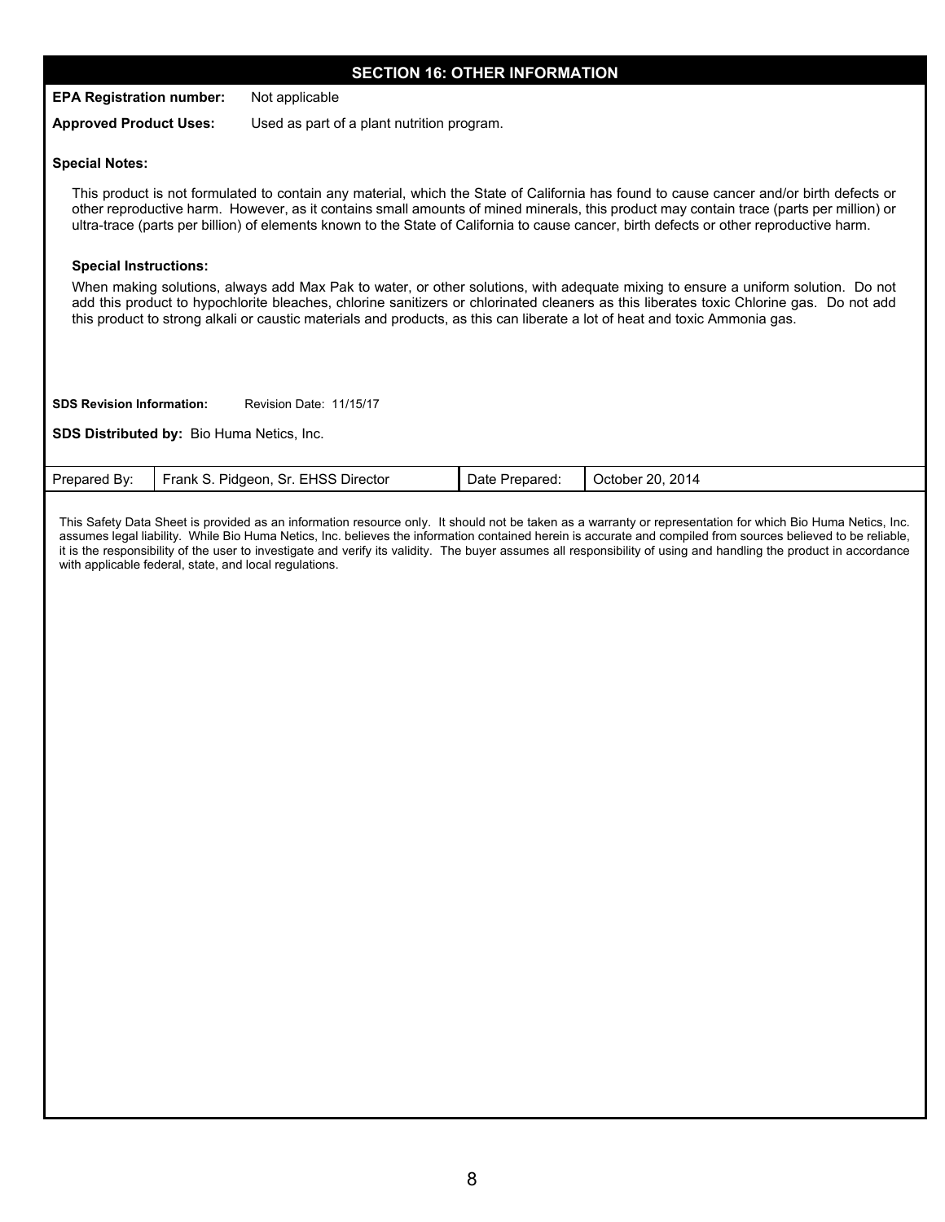## SECTION 16: OTHER INFORMATION

**EPA Registration number:** Not applicable

**Approved Product Uses:** Used as part of a plant nutrition program.

**Special Notes:**

This product is not formulated to contain any material, which the State of California has found to cause cancer and/or birth defects or other reproductive harm. However, as it contains small amounts of mined minerals, this product may contain trace (parts per million) or ultra-trace (parts per billion) of elements known to the State of California to cause cancer, birth defects or other reproductive harm.

**Special Instructions:**

When making solutions, always add Max Pak to water, or other solutions, with adequate mixing to ensure a uniform solution. Do not add this product to hypochlorite bleaches, chlorine sanitizers or chlorinated cleaners as this liberates toxic Chlorine gas. Do not add this product to strong alkali or caustic materials and products, as this can liberate a lot of heat and toxic Ammonia gas.

**SDS Revision Information:** Revision Date: 11/15/17

**SDS Distributed by:** Bio Huma Netics, Inc.

| | | | |
|---|---|---|---|
| Prepared By: | Frank S. Pidgeon, Sr. EHSS Director | Date Prepared: | October 20, 2014 |

This Safety Data Sheet is provided as an information resource only. It should not be taken as a warranty or representation for which Bio Huma Netics, Inc. assumes legal liability. While Bio Huma Netics, Inc. believes the information contained herein is accurate and compiled from sources believed to be reliable, it is the responsibility of the user to investigate and verify its validity. The buyer assumes all responsibility of using and handling the product in accordance with applicable federal, state, and local regulations.